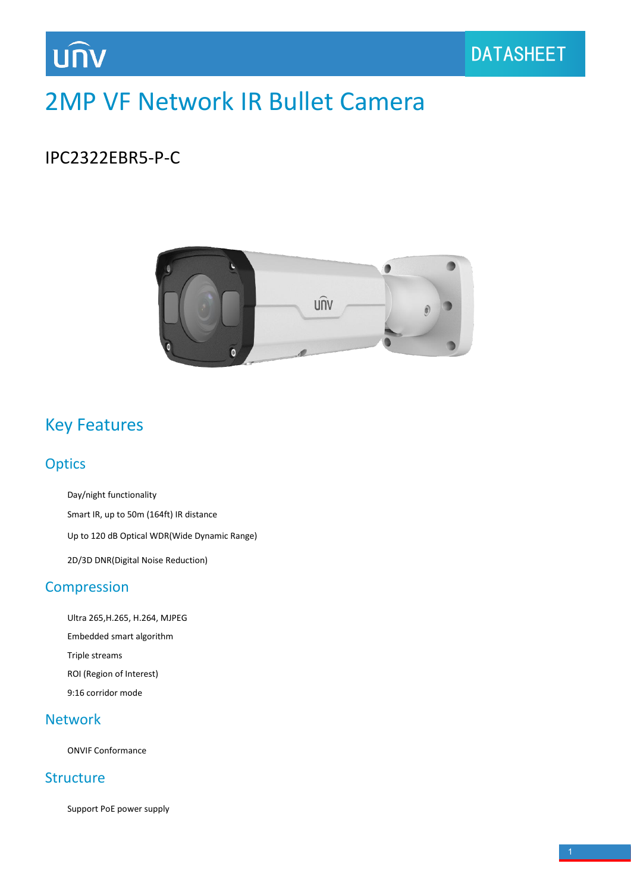unv

DATASHEET

# 2MP VF Network IR Bullet Camera

IPC2322EBR5-P-C

## Key Features

### Optics

Day/night functionality

Smart IR, up to 50m (164ft) IR distance

Up to 120 dB Optical WDR(Wide Dynamic Range)

2D/3D DNR(Digital Noise Reduction)

### Compression

Ultra 265,H.265, H.264, MJPEG

Embedded smart algorithm

Triple streams

ROI (Region of Interest)

9:16 corridor mode

### Network

ONVIF Conformance

### Structure

Support PoE power supply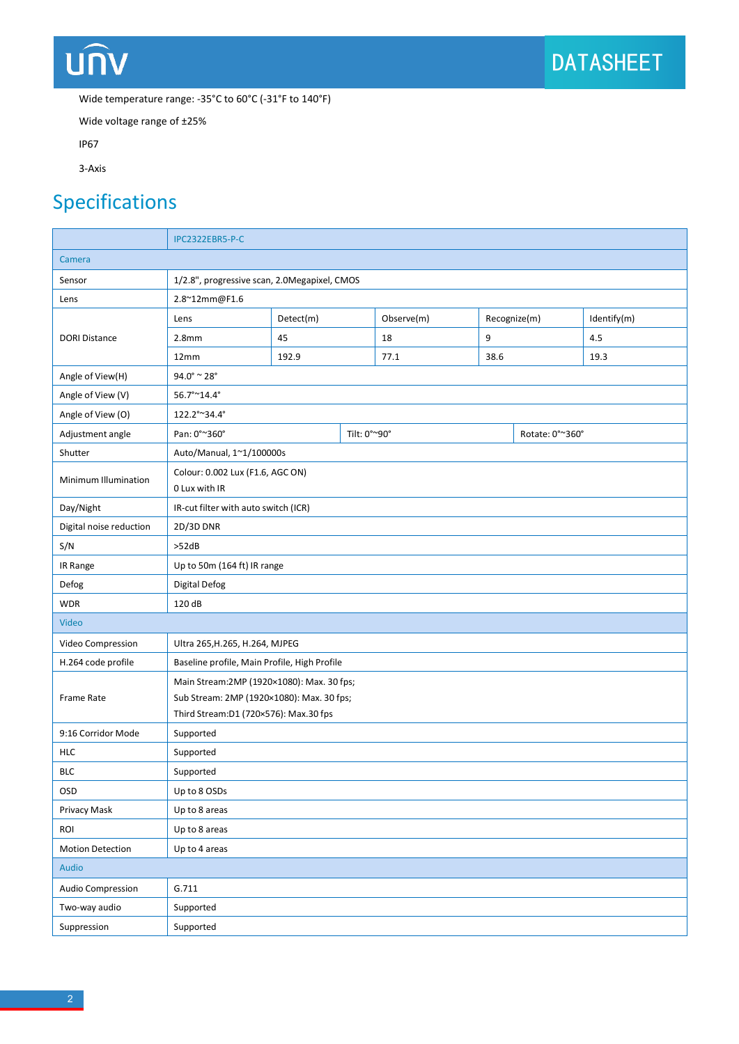Wide temperature range: -35°C to 60°C (-31°F to 140°F)

Wide voltage range of ±25%

IP67

3-Axis

## Specifications

| | IPC2322EBR5-P-C | | | | |
|---|---|---|---|---|---|
| **Camera** | | | | | |
| Sensor | 1/2.8", progressive scan, 2.0Megapixel, CMOS | | | | |
| Lens | 2.8~12mm@F1.6 | | | | |
| DORI Distance | Lens | Detect(m) | Observe(m) | Recognize(m) | Identify(m) |
| | 2.8mm | 45 | 18 | 9 | 4.5 |
| | 12mm | 192.9 | 77.1 | 38.6 | 19.3 |
| Angle of View(H) | 94.0° ~ 28° | | | | |
| Angle of View (V) | 56.7°~14.4° | | | | |
| Angle of View (O) | 122.2°~34.4° | | | | |
| Adjustment angle | Pan: 0°~360° | Tilt: 0°~90° | Rotate: 0°~360° | | |
| Shutter | Auto/Manual, 1~1/100000s | | | | |
| Minimum Illumination | Colour: 0.002 Lux (F1.6, AGC ON)<br>0 Lux with IR | | | | |
| Day/Night | IR-cut filter with auto switch (ICR) | | | | |
| Digital noise reduction | 2D/3D DNR | | | | |
| S/N | >52dB | | | | |
| IR Range | Up to 50m (164 ft) IR range | | | | |
| Defog | Digital Defog | | | | |
| WDR | 120 dB | | | | |
| **Video** | | | | | |
| Video Compression | Ultra 265,H.265, H.264, MJPEG | | | | |
| H.264 code profile | Baseline profile, Main Profile, High Profile | | | | |
| Frame Rate | Main Stream:2MP (1920×1080): Max. 30 fps;<br>Sub Stream: 2MP (1920×1080): Max. 30 fps;<br>Third Stream:D1 (720×576): Max.30 fps | | | | |
| 9:16 Corridor Mode | Supported | | | | |
| HLC | Supported | | | | |
| BLC | Supported | | | | |
| OSD | Up to 8 OSDs | | | | |
| Privacy Mask | Up to 8 areas | | | | |
| ROI | Up to 8 areas | | | | |
| Motion Detection | Up to 4 areas | | | | |
| **Audio** | | | | | |
| Audio Compression | G.711 | | | | |
| Two-way audio | Supported | | | | |
| Suppression | Supported | | | | |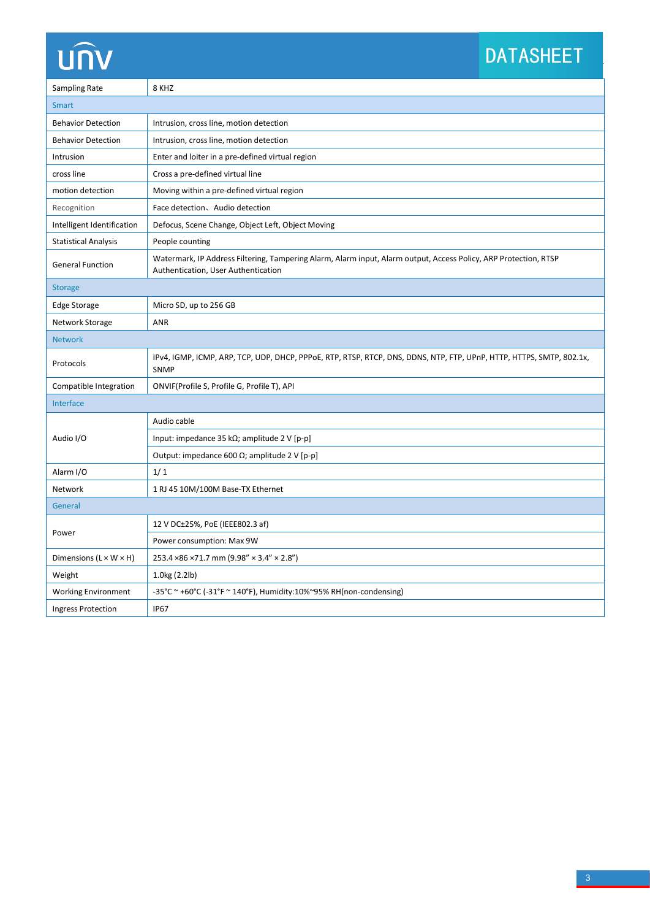| | |
|---|---|
| Sampling Rate | 8 KHZ |
| **Smart** | |
| Behavior Detection | Intrusion, cross line, motion detection |
| Behavior Detection | Intrusion, cross line, motion detection |
| Intrusion | Enter and loiter in a pre-defined virtual region |
| cross line | Cross a pre-defined virtual line |
| motion detection | Moving within a pre-defined virtual region |
| Recognition | Face detection、Audio detection |
| Intelligent Identification | Defocus, Scene Change, Object Left, Object Moving |
| Statistical Analysis | People counting |
| General Function | Watermark, IP Address Filtering, Tampering Alarm, Alarm input, Alarm output, Access Policy, ARP Protection, RTSP Authentication, User Authentication |
| **Storage** | |
| Edge Storage | Micro SD, up to 256 GB |
| Network Storage | ANR |
| **Network** | |
| Protocols | IPv4, IGMP, ICMP, ARP, TCP, UDP, DHCP, PPPoE, RTP, RTSP, RTCP, DNS, DDNS, NTP, FTP, UPnP, HTTP, HTTPS, SMTP, 802.1x, SNMP |
| Compatible Integration | ONVIF(Profile S, Profile G, Profile T), API |
| **Interface** | |
| Audio I/O | Audio cable |
| | Input: impedance 35 kΩ; amplitude 2 V [p-p] |
| | Output: impedance 600 Ω; amplitude 2 V [p-p] |
| Alarm I/O | 1/ 1 |
| Network | 1 RJ 45 10M/100M Base-TX Ethernet |
| **General** | |
| Power | 12 V DC±25%, PoE (IEEE802.3 af) |
| | Power consumption: Max 9W |
| Dimensions (L × W × H) | 253.4 ×86 ×71.7 mm (9.98" × 3.4" × 2.8") |
| Weight | 1.0kg (2.2lb) |
| Working Environment | -35°C ~ +60°C (-31°F ~ 140°F), Humidity:10%~95% RH(non-condensing) |
| Ingress Protection | IP67 |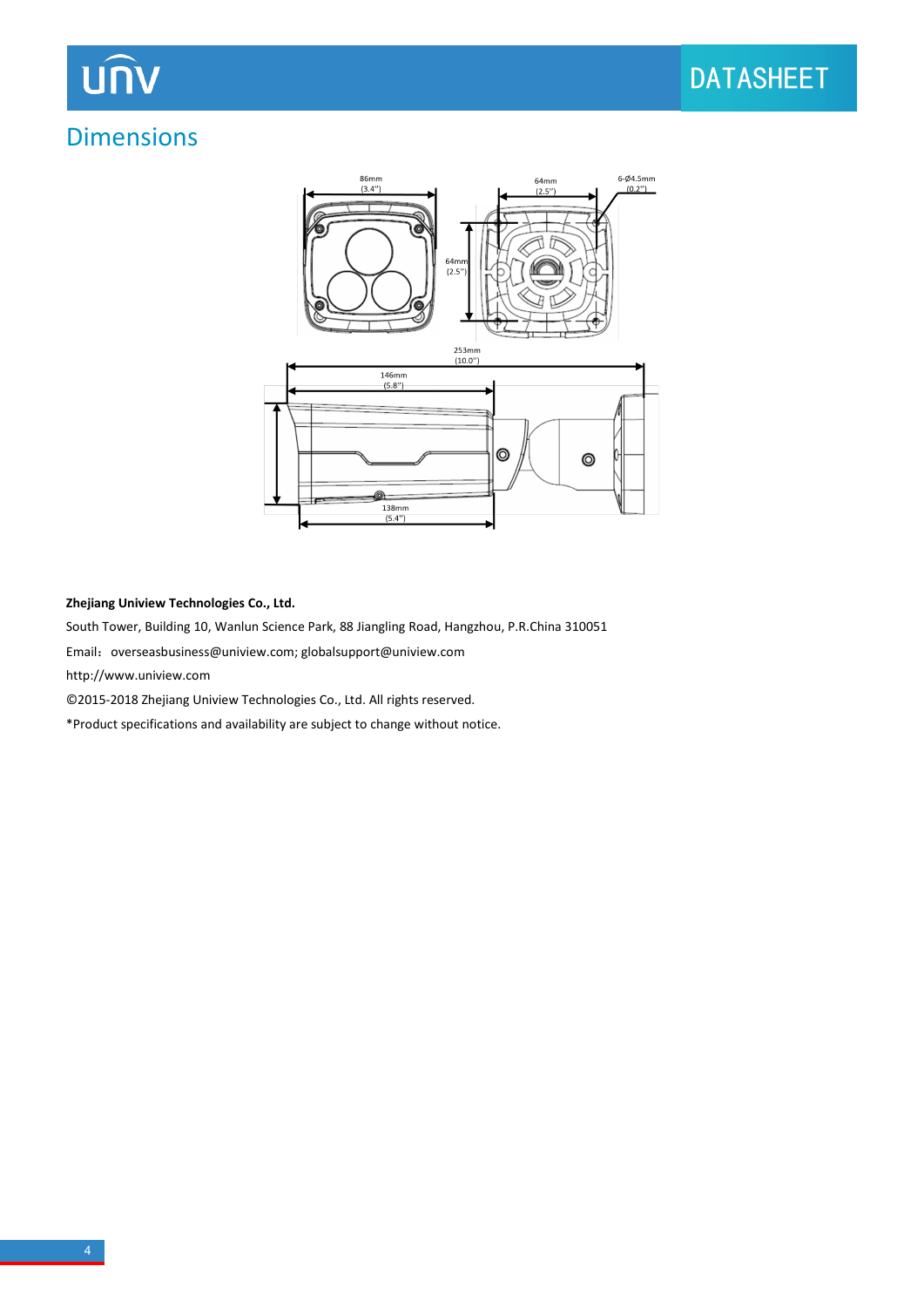## Dimensions

86mm
(3.4")

64mm
(2.5")

6-Ø4.5mm
(0.2")

64mm
(2.5")

253mm
(10.0")

146mm
(5.8")

138mm
(5.4")

**Zhejiang Uniview Technologies Co., Ltd.**

South Tower, Building 10, Wanlun Science Park, 88 Jiangling Road, Hangzhou, P.R.China 310051

Email：overseasbusiness@uniview.com; globalsupport@uniview.com

http://www.uniview.com

©2015-2018 Zhejiang Uniview Technologies Co., Ltd. All rights reserved.

*Product specifications and availability are subject to change without notice.